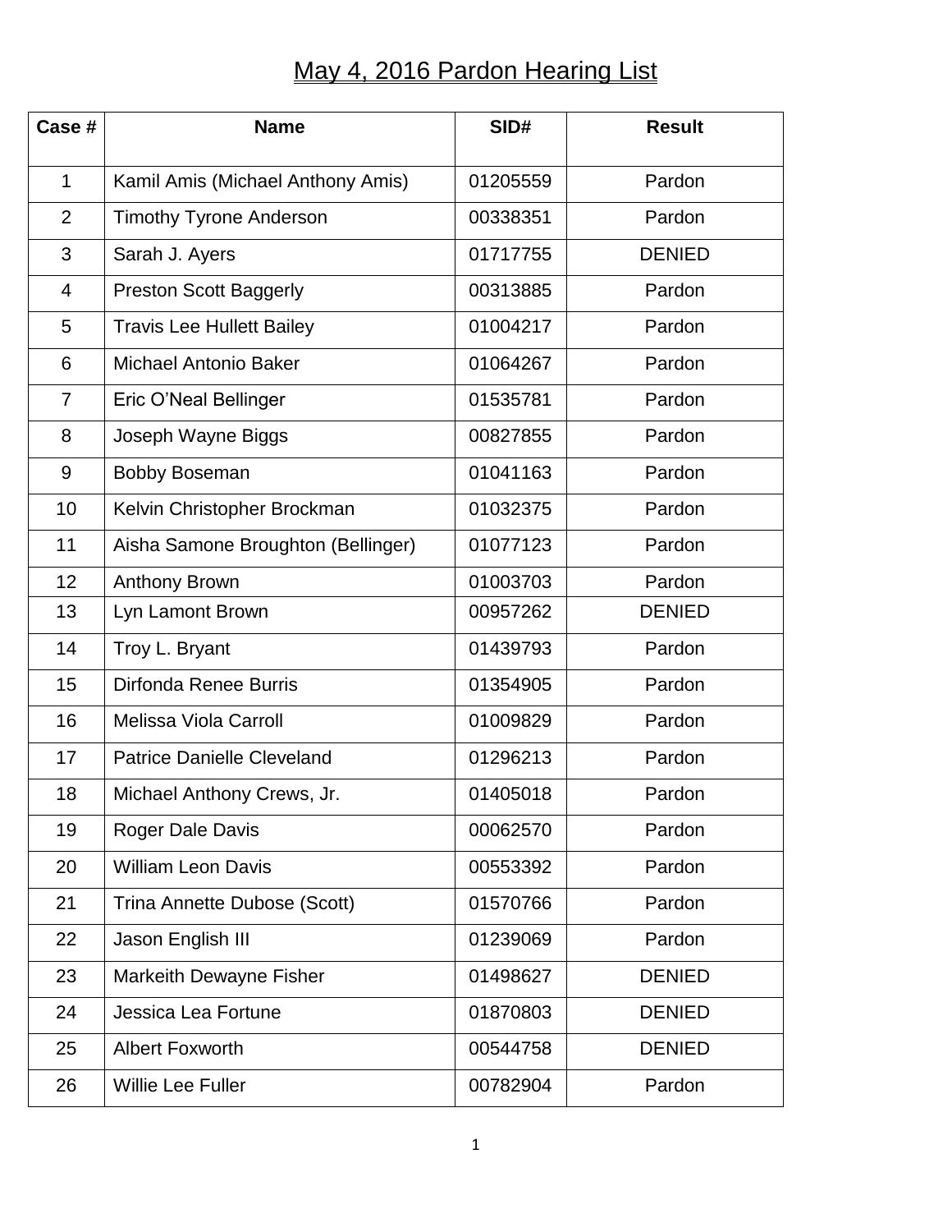# May 4, 2016 Pardon Hearing List

| Case # | Name | SID# | Result |
|---|---|---|---|
| 1 | Kamil Amis (Michael Anthony Amis) | 01205559 | Pardon |
| 2 | Timothy Tyrone Anderson | 00338351 | Pardon |
| 3 | Sarah J. Ayers | 01717755 | DENIED |
| 4 | Preston Scott Baggerly | 00313885 | Pardon |
| 5 | Travis Lee Hullett Bailey | 01004217 | Pardon |
| 6 | Michael Antonio Baker | 01064267 | Pardon |
| 7 | Eric O'Neal Bellinger | 01535781 | Pardon |
| 8 | Joseph Wayne Biggs | 00827855 | Pardon |
| 9 | Bobby Boseman | 01041163 | Pardon |
| 10 | Kelvin Christopher Brockman | 01032375 | Pardon |
| 11 | Aisha Samone Broughton (Bellinger) | 01077123 | Pardon |
| 12 | Anthony Brown | 01003703 | Pardon |
| 13 | Lyn Lamont Brown | 00957262 | DENIED |
| 14 | Troy L. Bryant | 01439793 | Pardon |
| 15 | Dirfonda Renee Burris | 01354905 | Pardon |
| 16 | Melissa Viola Carroll | 01009829 | Pardon |
| 17 | Patrice Danielle Cleveland | 01296213 | Pardon |
| 18 | Michael Anthony Crews, Jr. | 01405018 | Pardon |
| 19 | Roger Dale Davis | 00062570 | Pardon |
| 20 | William Leon Davis | 00553392 | Pardon |
| 21 | Trina Annette Dubose (Scott) | 01570766 | Pardon |
| 22 | Jason English III | 01239069 | Pardon |
| 23 | Markeith Dewayne Fisher | 01498627 | DENIED |
| 24 | Jessica Lea Fortune | 01870803 | DENIED |
| 25 | Albert Foxworth | 00544758 | DENIED |
| 26 | Willie Lee Fuller | 00782904 | Pardon |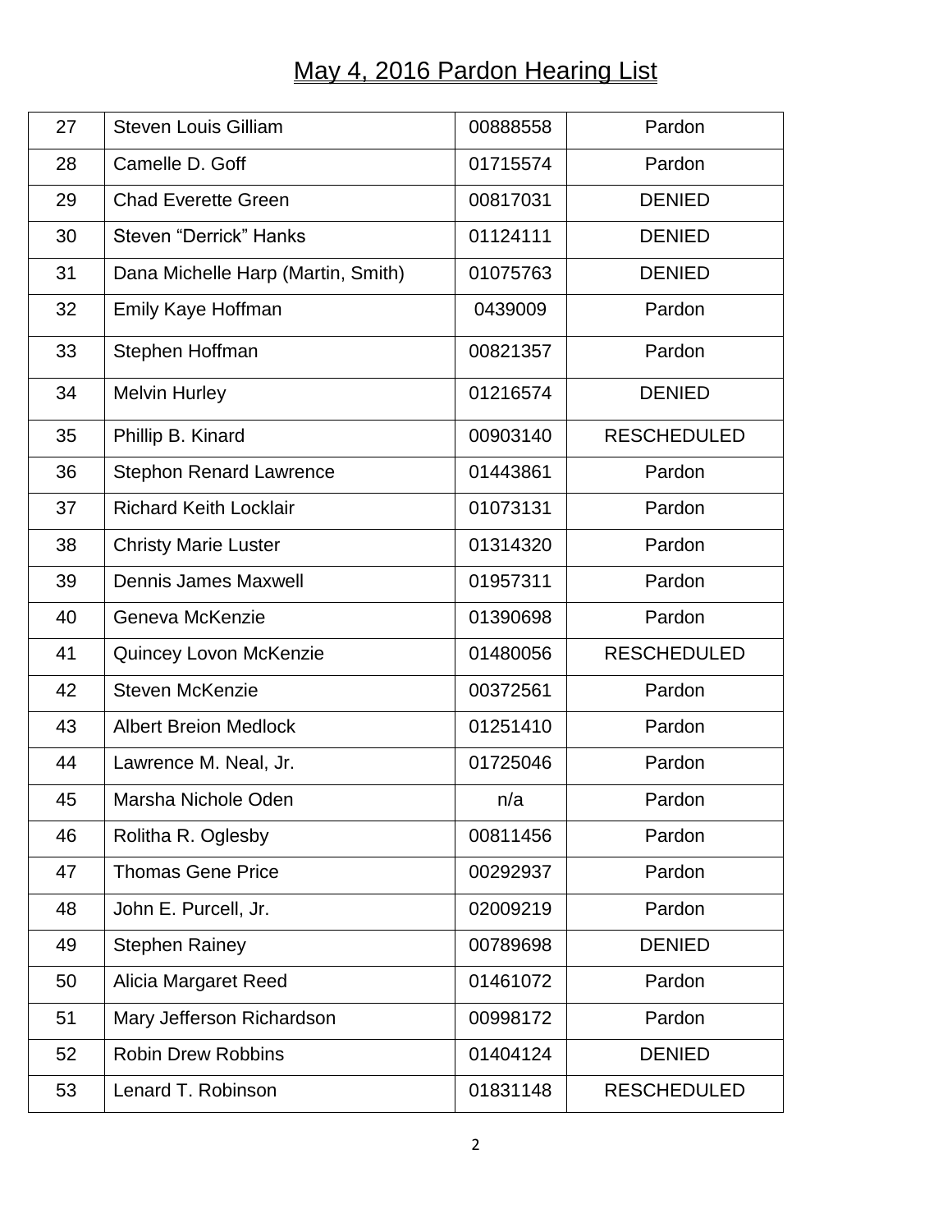# May 4, 2016 Pardon Hearing List

| | | | |
|---|---|---|---|
| 27 | Steven Louis Gilliam | 00888558 | Pardon |
| 28 | Camelle D. Goff | 01715574 | Pardon |
| 29 | Chad Everette Green | 00817031 | DENIED |
| 30 | Steven “Derrick” Hanks | 01124111 | DENIED |
| 31 | Dana Michelle Harp (Martin, Smith) | 01075763 | DENIED |
| 32 | Emily Kaye Hoffman | 0439009 | Pardon |
| 33 | Stephen Hoffman | 00821357 | Pardon |
| 34 | Melvin Hurley | 01216574 | DENIED |
| 35 | Phillip B. Kinard | 00903140 | RESCHEDULED |
| 36 | Stephon Renard Lawrence | 01443861 | Pardon |
| 37 | Richard Keith Locklair | 01073131 | Pardon |
| 38 | Christy Marie Luster | 01314320 | Pardon |
| 39 | Dennis James Maxwell | 01957311 | Pardon |
| 40 | Geneva McKenzie | 01390698 | Pardon |
| 41 | Quincey Lovon McKenzie | 01480056 | RESCHEDULED |
| 42 | Steven McKenzie | 00372561 | Pardon |
| 43 | Albert Breion Medlock | 01251410 | Pardon |
| 44 | Lawrence M. Neal, Jr. | 01725046 | Pardon |
| 45 | Marsha Nichole Oden | n/a | Pardon |
| 46 | Rolitha R. Oglesby | 00811456 | Pardon |
| 47 | Thomas Gene Price | 00292937 | Pardon |
| 48 | John E. Purcell, Jr. | 02009219 | Pardon |
| 49 | Stephen Rainey | 00789698 | DENIED |
| 50 | Alicia Margaret Reed | 01461072 | Pardon |
| 51 | Mary Jefferson Richardson | 00998172 | Pardon |
| 52 | Robin Drew Robbins | 01404124 | DENIED |
| 53 | Lenard T. Robinson | 01831148 | RESCHEDULED |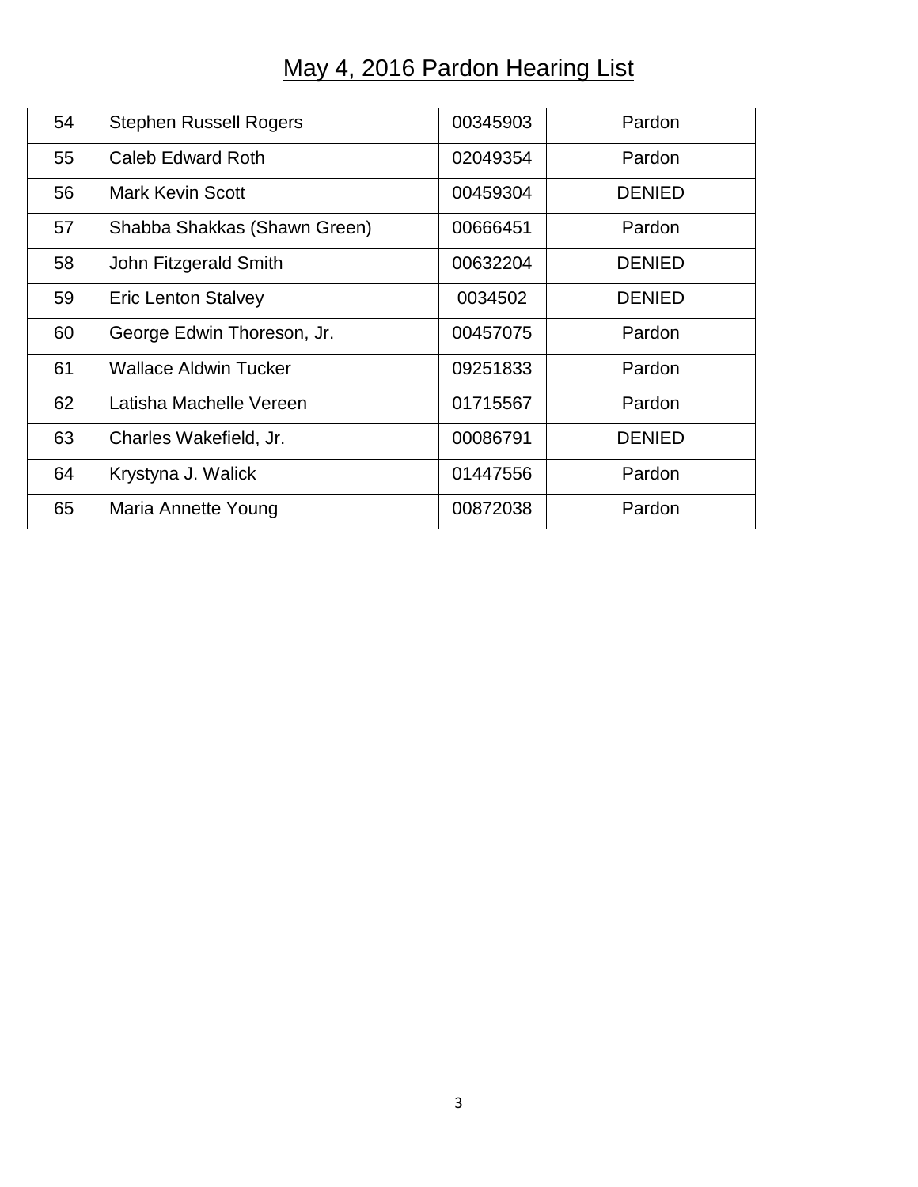# May 4, 2016 Pardon Hearing List

| | | | |
|---|---|---|---|
| 54 | Stephen Russell Rogers | 00345903 | Pardon |
| 55 | Caleb Edward Roth | 02049354 | Pardon |
| 56 | Mark Kevin Scott | 00459304 | DENIED |
| 57 | Shabba Shakkas (Shawn Green) | 00666451 | Pardon |
| 58 | John Fitzgerald Smith | 00632204 | DENIED |
| 59 | Eric Lenton Stalvey | 0034502 | DENIED |
| 60 | George Edwin Thoreson, Jr. | 00457075 | Pardon |
| 61 | Wallace Aldwin Tucker | 09251833 | Pardon |
| 62 | Latisha Machelle Vereen | 01715567 | Pardon |
| 63 | Charles Wakefield, Jr. | 00086791 | DENIED |
| 64 | Krystyna J. Walick | 01447556 | Pardon |
| 65 | Maria Annette Young | 00872038 | Pardon |